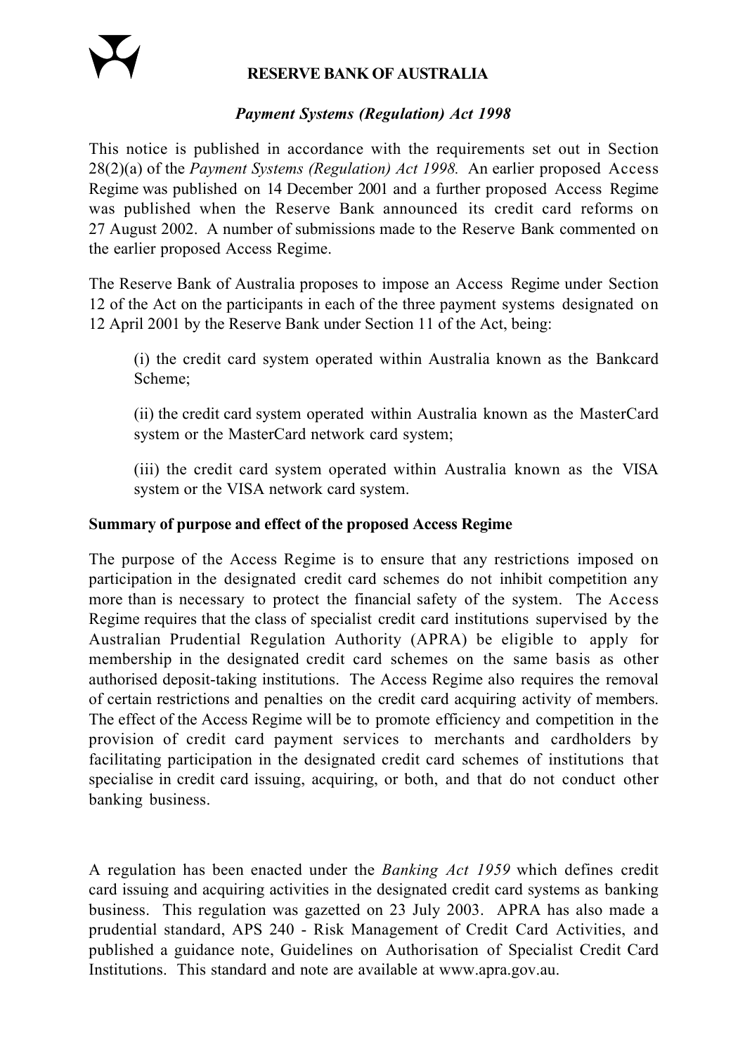**RESERVE BANK OF AUSTRALIA**

***Payment Systems (Regulation) Act 1998***

This notice is published in accordance with the requirements set out in Section 28(2)(a) of the *Payment Systems (Regulation) Act 1998.* An earlier proposed Access Regime was published on 14 December 2001 and a further proposed Access Regime was published when the Reserve Bank announced its credit card reforms on 27 August 2002. A number of submissions made to the Reserve Bank commented on the earlier proposed Access Regime.

The Reserve Bank of Australia proposes to impose an Access Regime under Section 12 of the Act on the participants in each of the three payment systems designated on 12 April 2001 by the Reserve Bank under Section 11 of the Act, being:

(i) the credit card system operated within Australia known as the Bankcard Scheme;

(ii) the credit card system operated within Australia known as the MasterCard system or the MasterCard network card system;

(iii) the credit card system operated within Australia known as the VISA system or the VISA network card system.

**Summary of purpose and effect of the proposed Access Regime**

The purpose of the Access Regime is to ensure that any restrictions imposed on participation in the designated credit card schemes do not inhibit competition any more than is necessary to protect the financial safety of the system. The Access Regime requires that the class of specialist credit card institutions supervised by the Australian Prudential Regulation Authority (APRA) be eligible to apply for membership in the designated credit card schemes on the same basis as other authorised deposit-taking institutions. The Access Regime also requires the removal of certain restrictions and penalties on the credit card acquiring activity of members. The effect of the Access Regime will be to promote efficiency and competition in the provision of credit card payment services to merchants and cardholders by facilitating participation in the designated credit card schemes of institutions that specialise in credit card issuing, acquiring, or both, and that do not conduct other banking business.

A regulation has been enacted under the *Banking Act 1959* which defines credit card issuing and acquiring activities in the designated credit card systems as banking business. This regulation was gazetted on 23 July 2003. APRA has also made a prudential standard, APS 240 - Risk Management of Credit Card Activities, and published a guidance note, Guidelines on Authorisation of Specialist Credit Card Institutions. This standard and note are available at www.apra.gov.au.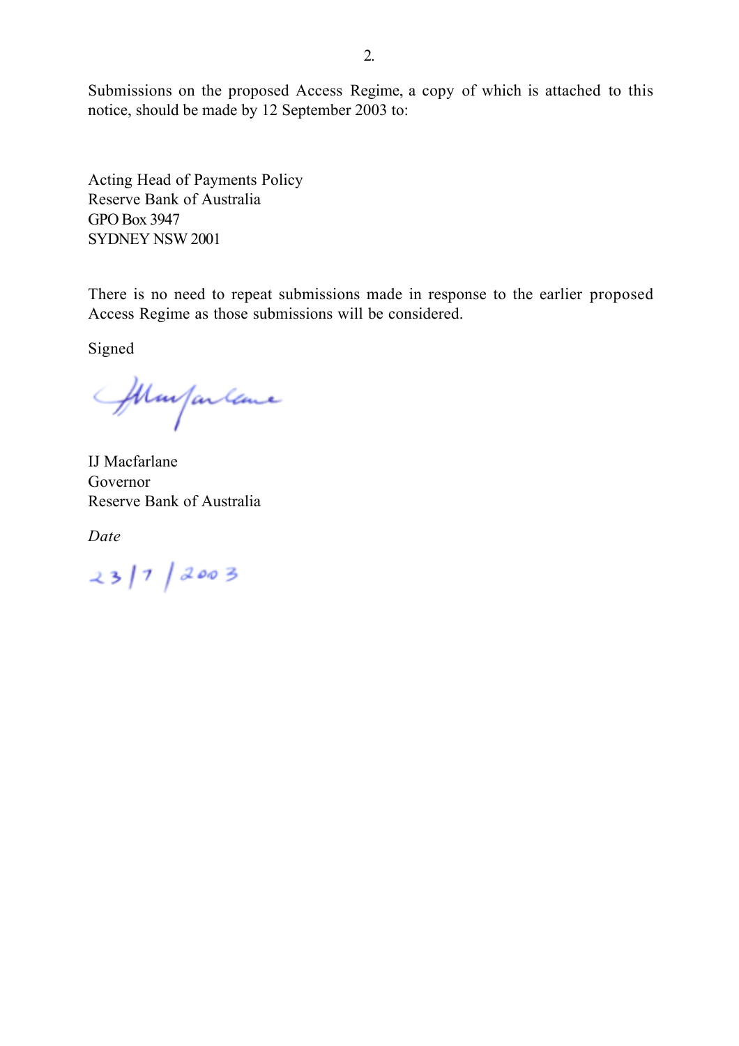Submissions on the proposed Access Regime, a copy of which is attached to this notice, should be made by 12 September 2003 to:

Acting Head of Payments Policy
Reserve Bank of Australia
GPO Box 3947
SYDNEY NSW 2001

There is no need to repeat submissions made in response to the earlier proposed Access Regime as those submissions will be considered.

Signed

IJ Macfarlane
Governor
Reserve Bank of Australia

*Date*

23/7/2003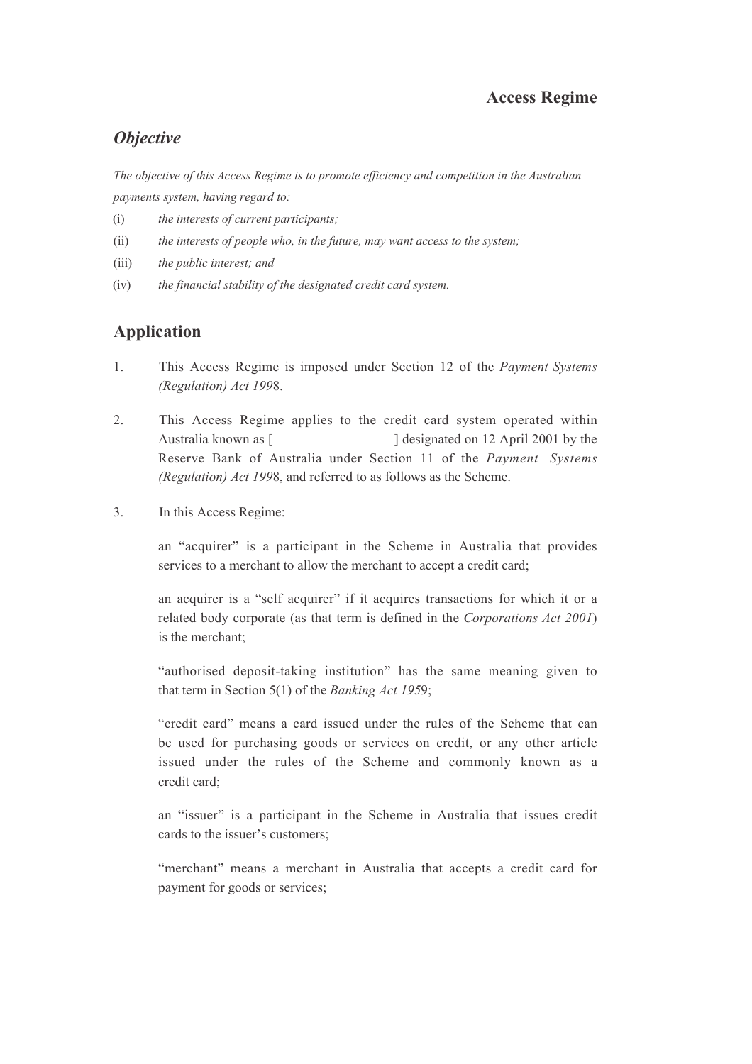# Access Regime

## *Objective*

*The objective of this Access Regime is to promote efficiency and competition in the Australian payments system, having regard to:*

(i) *the interests of current participants;*

(ii) *the interests of people who, in the future, may want access to the system;*

(iii) *the public interest; and*

(iv) *the financial stability of the designated credit card system.*

## Application

1. This Access Regime is imposed under Section 12 of the *Payment Systems (Regulation) Act 1998*.

2. This Access Regime applies to the credit card system operated within Australia known as [ ] designated on 12 April 2001 by the Reserve Bank of Australia under Section 11 of the *Payment Systems (Regulation) Act 1998*, and referred to as follows as the Scheme.

3. In this Access Regime:

   an "acquirer" is a participant in the Scheme in Australia that provides services to a merchant to allow the merchant to accept a credit card;

   an acquirer is a "self acquirer" if it acquires transactions for which it or a related body corporate (as that term is defined in the *Corporations Act 2001*) is the merchant;

   "authorised deposit-taking institution" has the same meaning given to that term in Section 5(1) of the *Banking Act 1959*;

   "credit card" means a card issued under the rules of the Scheme that can be used for purchasing goods or services on credit, or any other article issued under the rules of the Scheme and commonly known as a credit card;

   an "issuer" is a participant in the Scheme in Australia that issues credit cards to the issuer's customers;

   "merchant" means a merchant in Australia that accepts a credit card for payment for goods or services;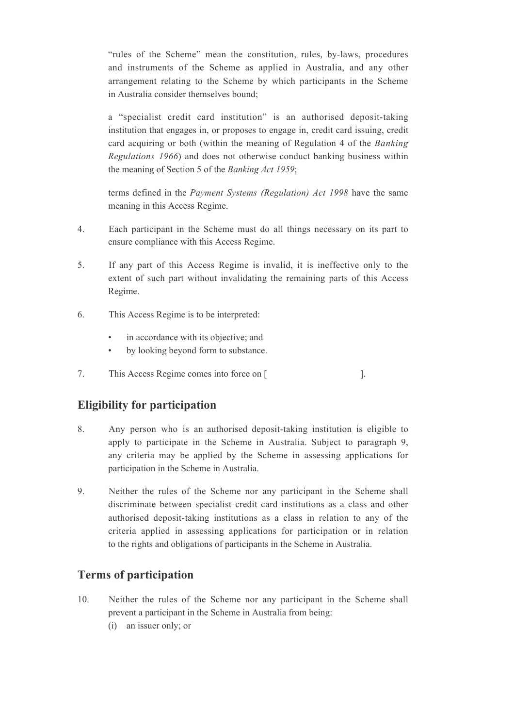"rules of the Scheme" mean the constitution, rules, by-laws, procedures and instruments of the Scheme as applied in Australia, and any other arrangement relating to the Scheme by which participants in the Scheme in Australia consider themselves bound;

a "specialist credit card institution" is an authorised deposit-taking institution that engages in, or proposes to engage in, credit card issuing, credit card acquiring or both (within the meaning of Regulation 4 of the *Banking Regulations 1966*) and does not otherwise conduct banking business within the meaning of Section 5 of the *Banking Act 1959*;

terms defined in the *Payment Systems (Regulation) Act 1998* have the same meaning in this Access Regime.

4. Each participant in the Scheme must do all things necessary on its part to ensure compliance with this Access Regime.

5. If any part of this Access Regime is invalid, it is ineffective only to the extent of such part without invalidating the remaining parts of this Access Regime.

6. This Access Regime is to be interpreted:

   - in accordance with its objective; and
   - by looking beyond form to substance.

7. This Access Regime comes into force on [ ].

## Eligibility for participation

8. Any person who is an authorised deposit-taking institution is eligible to apply to participate in the Scheme in Australia. Subject to paragraph 9, any criteria may be applied by the Scheme in assessing applications for participation in the Scheme in Australia.

9. Neither the rules of the Scheme nor any participant in the Scheme shall discriminate between specialist credit card institutions as a class and other authorised deposit-taking institutions as a class in relation to any of the criteria applied in assessing applications for participation or in relation to the rights and obligations of participants in the Scheme in Australia.

## Terms of participation

10. Neither the rules of the Scheme nor any participant in the Scheme shall prevent a participant in the Scheme in Australia from being:
    (i) an issuer only; or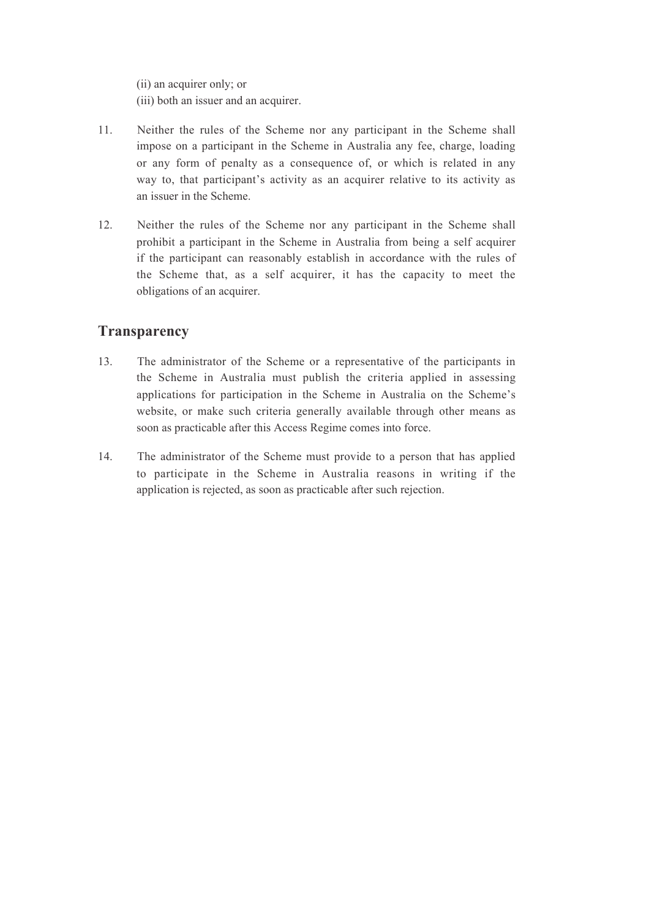(ii) an acquirer only; or

(iii) both an issuer and an acquirer.

11. Neither the rules of the Scheme nor any participant in the Scheme shall impose on a participant in the Scheme in Australia any fee, charge, loading or any form of penalty as a consequence of, or which is related in any way to, that participant's activity as an acquirer relative to its activity as an issuer in the Scheme.

12. Neither the rules of the Scheme nor any participant in the Scheme shall prohibit a participant in the Scheme in Australia from being a self acquirer if the participant can reasonably establish in accordance with the rules of the Scheme that, as a self acquirer, it has the capacity to meet the obligations of an acquirer.

## Transparency

13. The administrator of the Scheme or a representative of the participants in the Scheme in Australia must publish the criteria applied in assessing applications for participation in the Scheme in Australia on the Scheme's website, or make such criteria generally available through other means as soon as practicable after this Access Regime comes into force.

14. The administrator of the Scheme must provide to a person that has applied to participate in the Scheme in Australia reasons in writing if the application is rejected, as soon as practicable after such rejection.